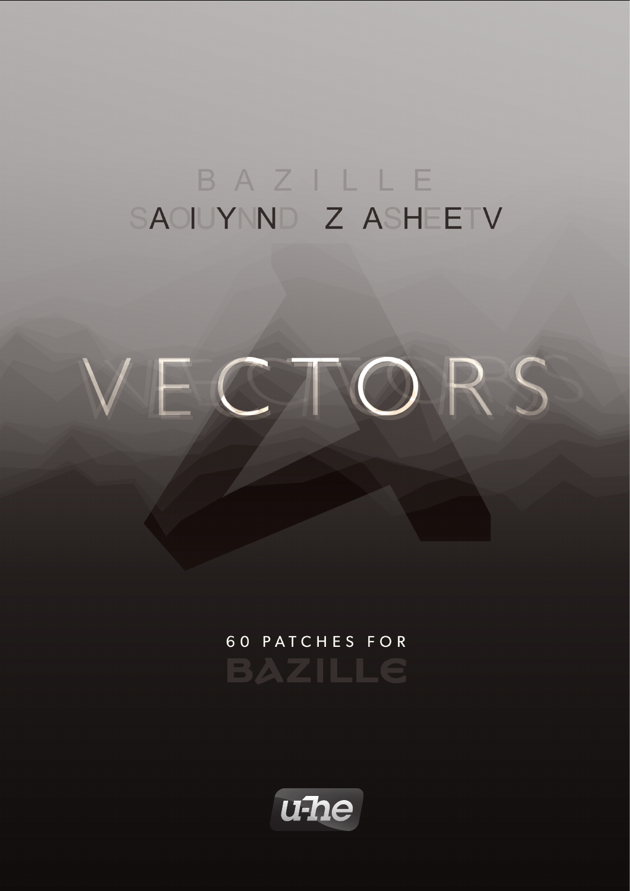BAZILLE

SAOIUYNND ZASHEETV

# VECTORS

60 PATCHES FOR

BAZILLE

u-he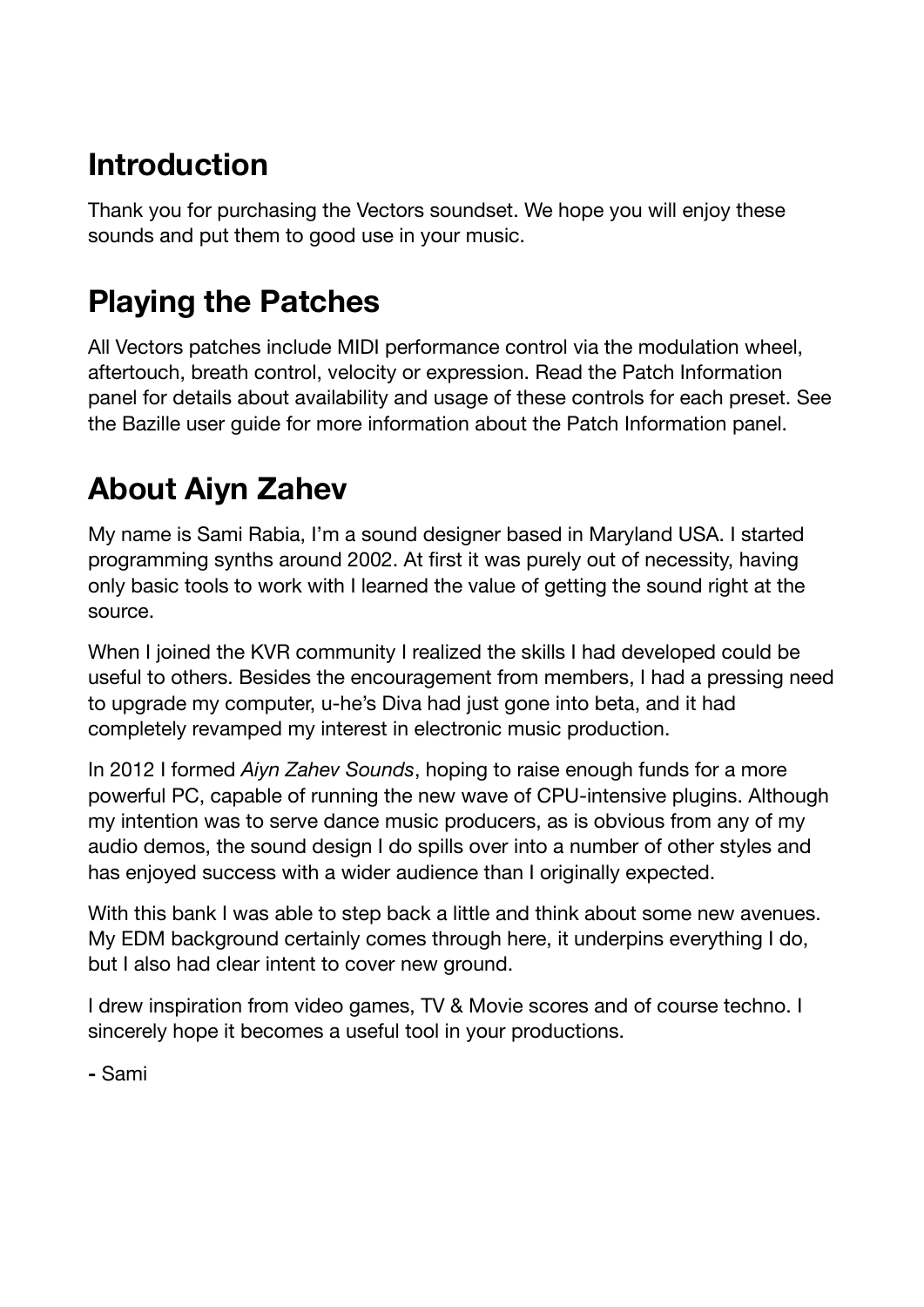## Introduction

Thank you for purchasing the Vectors soundset. We hope you will enjoy these sounds and put them to good use in your music.

## Playing the Patches

All Vectors patches include MIDI performance control via the modulation wheel, aftertouch, breath control, velocity or expression. Read the Patch Information panel for details about availability and usage of these controls for each preset. See the Bazille user guide for more information about the Patch Information panel.

## About Aiyn Zahev

My name is Sami Rabia, I'm a sound designer based in Maryland USA. I started programming synths around 2002. At first it was purely out of necessity, having only basic tools to work with I learned the value of getting the sound right at the source.

When I joined the KVR community I realized the skills I had developed could be useful to others. Besides the encouragement from members, I had a pressing need to upgrade my computer, u-he's Diva had just gone into beta, and it had completely revamped my interest in electronic music production.

In 2012 I formed *Aiyn Zahev Sounds*, hoping to raise enough funds for a more powerful PC, capable of running the new wave of CPU-intensive plugins. Although my intention was to serve dance music producers, as is obvious from any of my audio demos, the sound design I do spills over into a number of other styles and has enjoyed success with a wider audience than I originally expected.

With this bank I was able to step back a little and think about some new avenues. My EDM background certainly comes through here, it underpins everything I do, but I also had clear intent to cover new ground.

I drew inspiration from video games, TV & Movie scores and of course techno. I sincerely hope it becomes a useful tool in your productions.

**-** Sami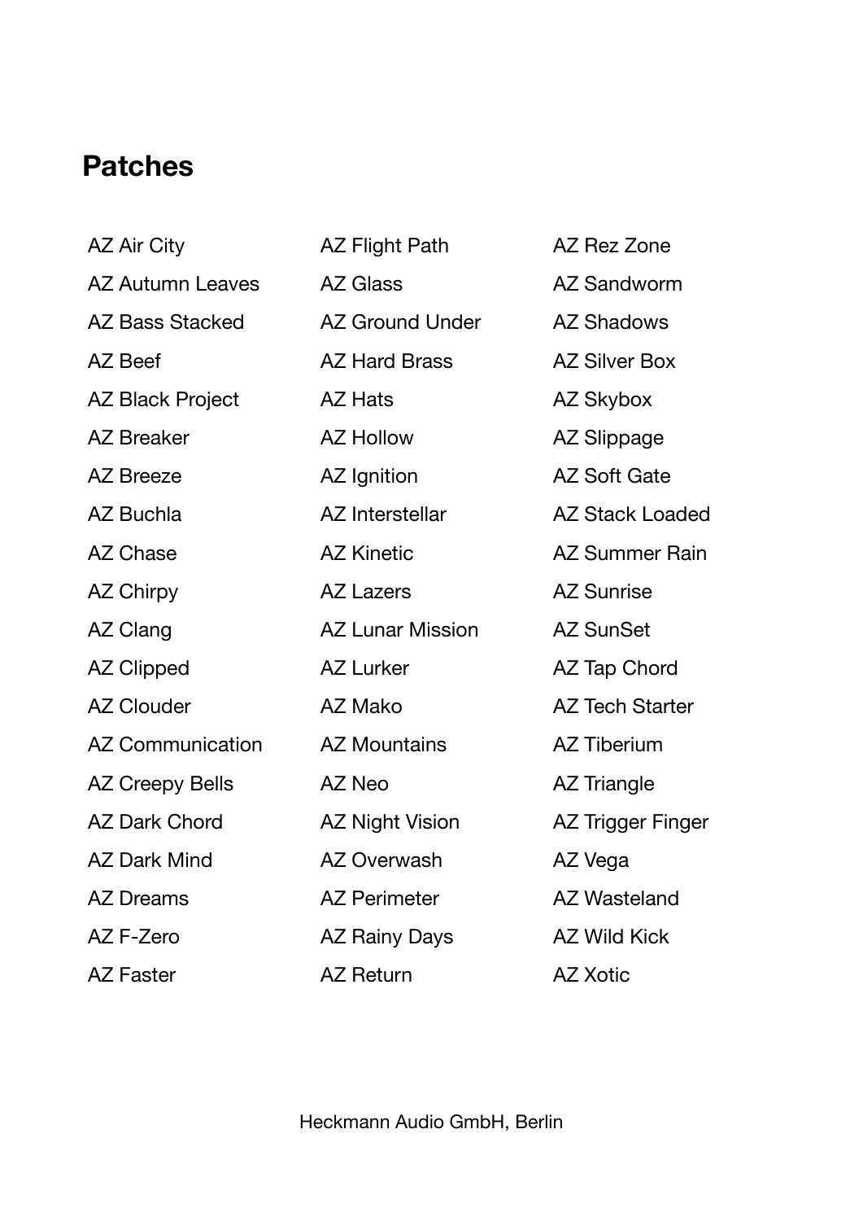## Patches

- AZ Air City
- AZ Autumn Leaves
- AZ Bass Stacked
- AZ Beef
- AZ Black Project
- AZ Breaker
- AZ Breeze
- AZ Buchla
- AZ Chase
- AZ Chirpy
- AZ Clang
- AZ Clipped
- AZ Clouder
- AZ Communication
- AZ Creepy Bells
- AZ Dark Chord
- AZ Dark Mind
- AZ Dreams
- AZ F-Zero
- AZ Faster
- AZ Flight Path
- AZ Glass
- AZ Ground Under
- AZ Hard Brass
- AZ Hats
- AZ Hollow
- AZ Ignition
- AZ Interstellar
- AZ Kinetic
- AZ Lazers
- AZ Lunar Mission
- AZ Lurker
- AZ Mako
- AZ Mountains
- AZ Neo
- AZ Night Vision
- AZ Overwash
- AZ Perimeter
- AZ Rainy Days
- AZ Return
- AZ Rez Zone
- AZ Sandworm
- AZ Shadows
- AZ Silver Box
- AZ Skybox
- AZ Slippage
- AZ Soft Gate
- AZ Stack Loaded
- AZ Summer Rain
- AZ Sunrise
- AZ SunSet
- AZ Tap Chord
- AZ Tech Starter
- AZ Tiberium
- AZ Triangle
- AZ Trigger Finger
- AZ Vega
- AZ Wasteland
- AZ Wild Kick
- AZ Xotic

Heckmann Audio GmbH, Berlin